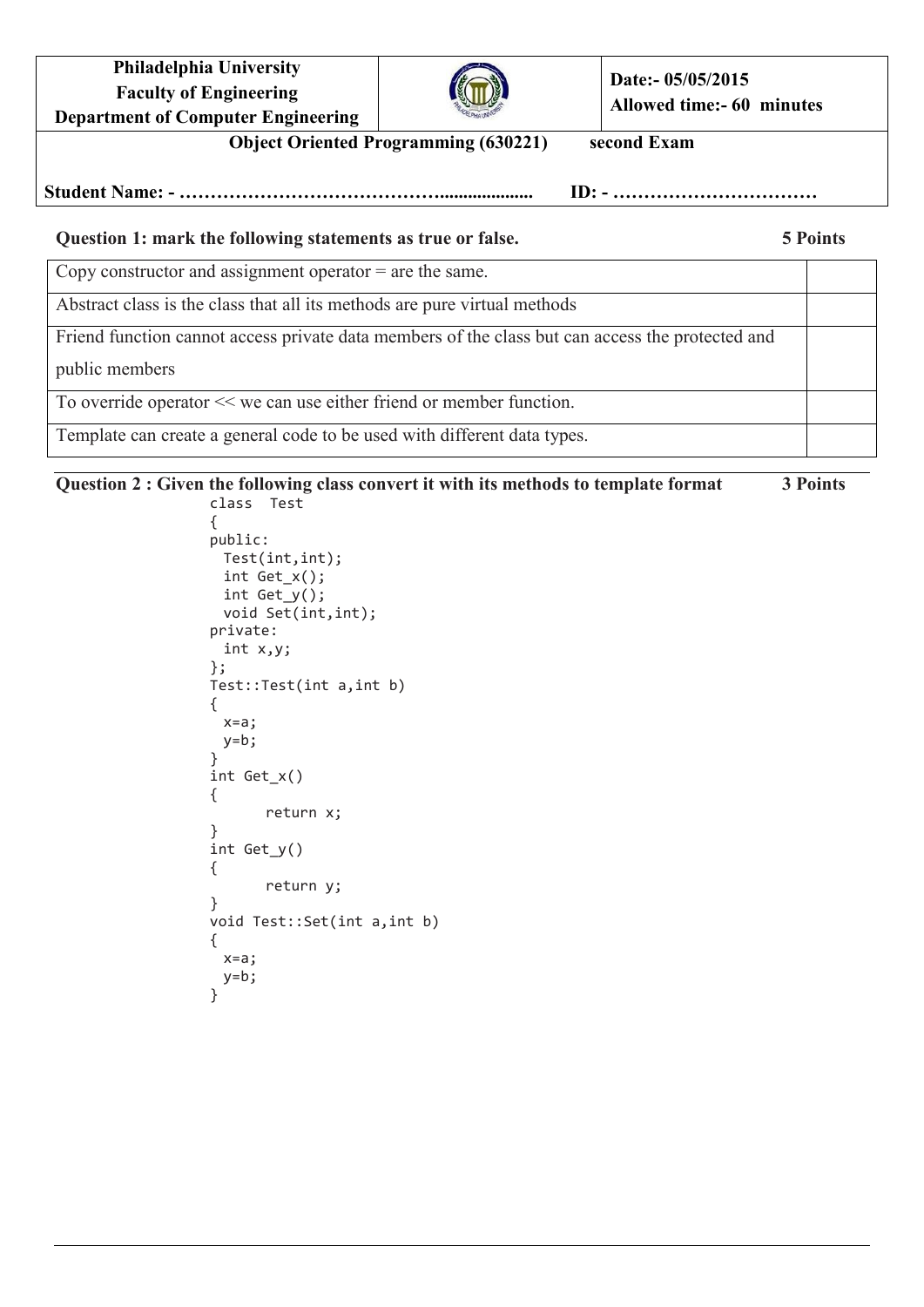| Philadelphia University<br>Faculty of Engineering<br>Department of Computer Engineering | | Date:- 05/05/2015<br>Allowed time:- 60 minutes |
|---|---|---|

**Object Oriented Programming (630221) second Exam**

**Student Name: - …………………………………….................... ID: - ……………………………**

**Question 1: mark the following statements as true or false. 5 Points**

| Statement | |
|---|---|
| Copy constructor and assignment operator = are the same. | |
| Abstract class is the class that all its methods are pure virtual methods | |
| Friend function cannot access private data members of the class but can access the protected and public members | |
| To override operator << we can use either friend or member function. | |
| Template can create a general code to be used with different data types. | |

**Question 2 : Given the following class convert it with its methods to template format 3 Points**

```
class  Test
{
public:
  Test(int,int);
  int Get_x();
  int Get_y();
  void Set(int,int);
private:
  int x,y;
};
Test::Test(int a,int b)
{
  x=a;
  y=b;
}
int Get_x()
{
      return x;
}
int Get_y()
{
      return y;
}
void Test::Set(int a,int b)
{
  x=a;
  y=b;
}
```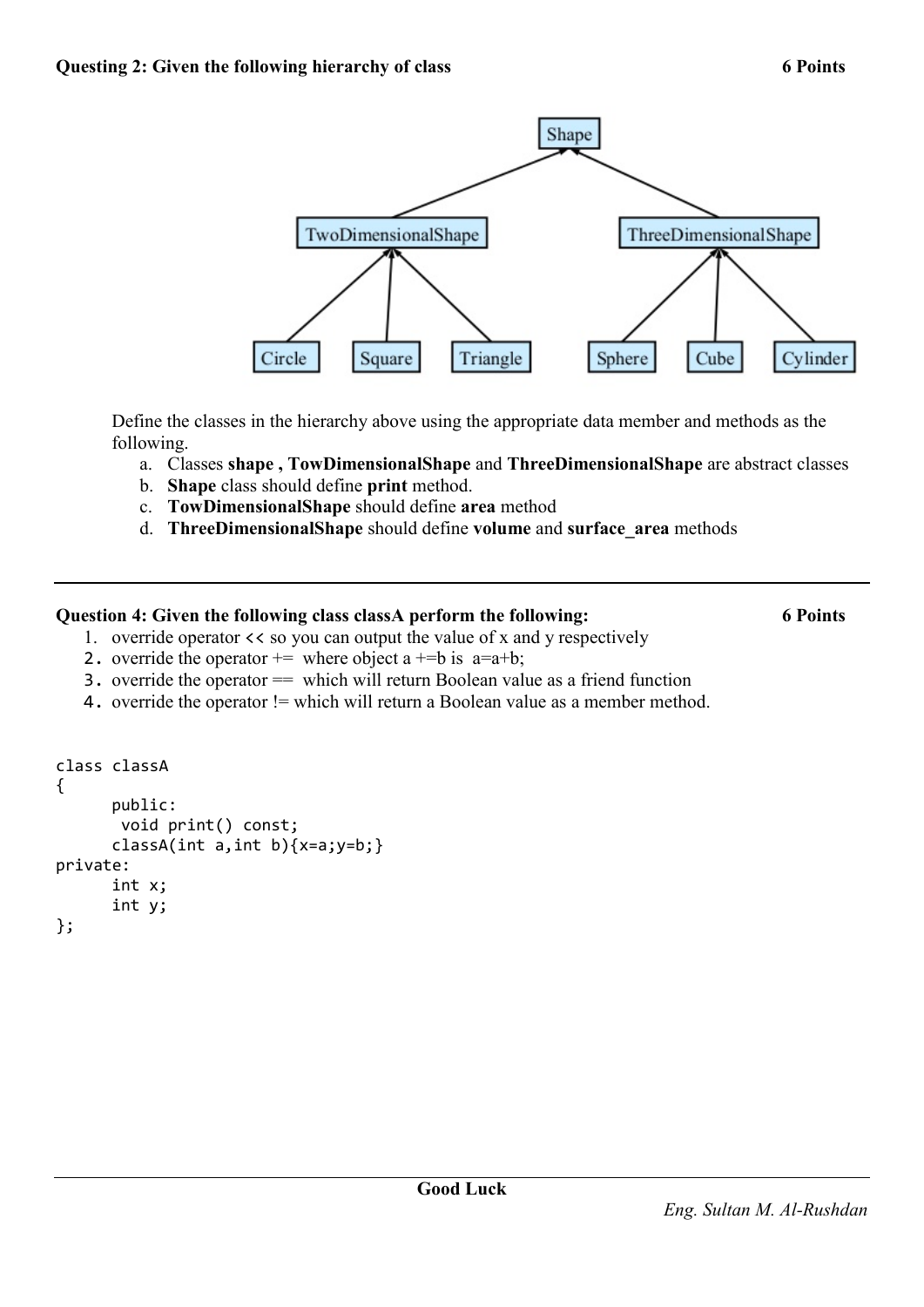**Questing 2: Given the following hierarchy of class** **6 Points**

Shape

TwoDimensionalShape

ThreeDimensionalShape

Circle

Square

Triangle

Sphere

Cube

Cylinder

Define the classes in the hierarchy above using the appropriate data member and methods as the following.

a. Classes **shape , TowDimensionalShape** and **ThreeDimensionalShape** are abstract classes
b. **Shape** class should define **print** method.
c. **TowDimensionalShape** should define **area** method
d. **ThreeDimensionalShape** should define **volume** and **surface_area** methods

---

**Question 4: Given the following class classA perform the following:** **6 Points**

1. override operator << so you can output the value of x and y respectively
2. override the operator += where object a +=b is a=a+b;
3. override the operator == which will return Boolean value as a friend function
4. override the operator != which will return a Boolean value as a member method.

```
class classA
{
      public:
       void print() const;
      classA(int a,int b){x=a;y=b;}
private:
      int x;
      int y;
};
```

---

**Good Luck**

*Eng. Sultan M. Al-Rushdan*